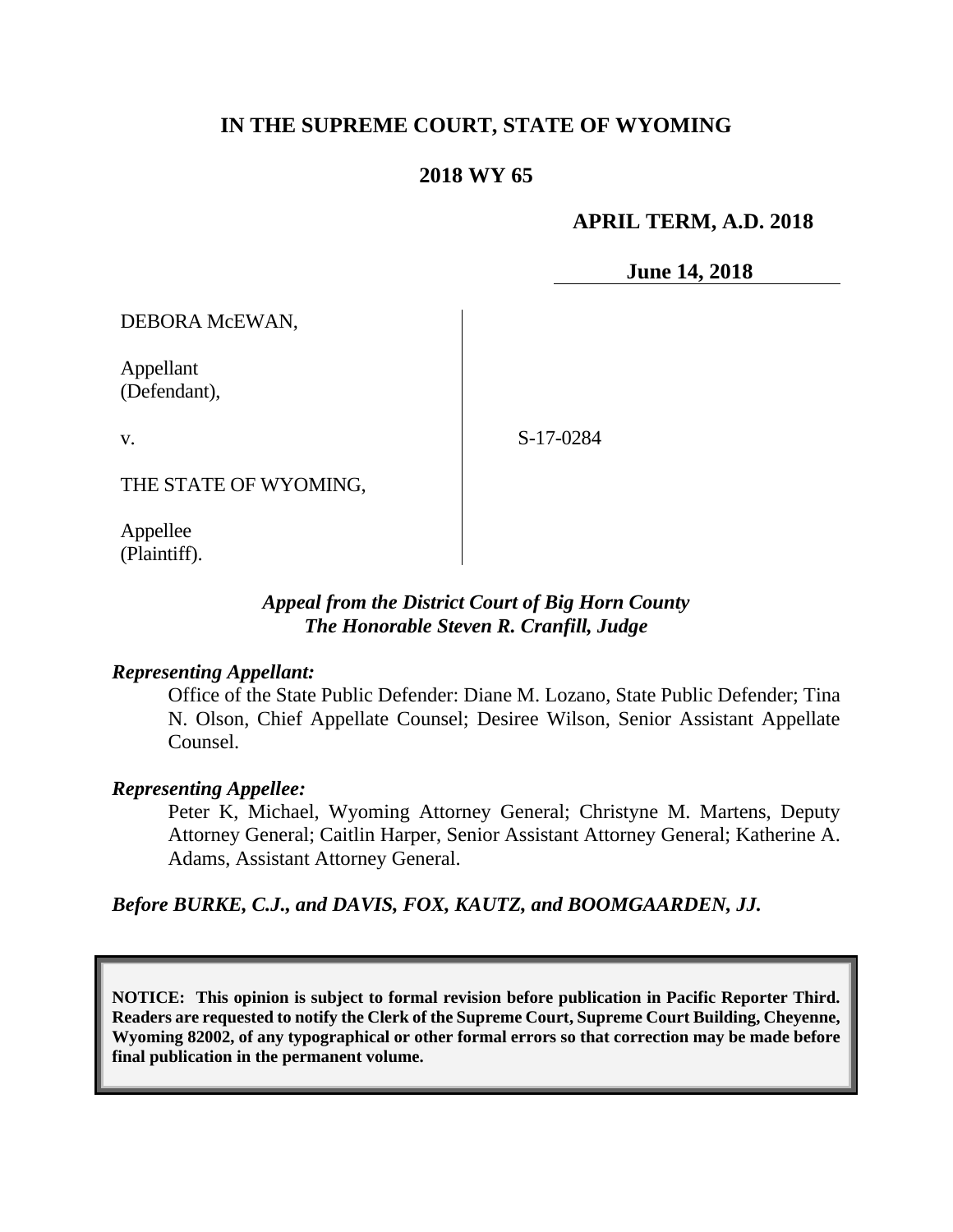**IN THE SUPREME COURT, STATE OF WYOMING**

**2018 WY 65**

**APRIL TERM, A.D. 2018**

**June 14, 2018**

DEBORA McEWAN,

Appellant
(Defendant),

v.

THE STATE OF WYOMING,

Appellee
(Plaintiff).

S-17-0284

***Appeal from the District Court of Big Horn County***
***The Honorable Steven R. Cranfill, Judge***

***Representing Appellant:***

Office of the State Public Defender: Diane M. Lozano, State Public Defender; Tina N. Olson, Chief Appellate Counsel; Desiree Wilson, Senior Assistant Appellate Counsel.

***Representing Appellee:***

Peter K, Michael, Wyoming Attorney General; Christyne M. Martens, Deputy Attorney General; Caitlin Harper, Senior Assistant Attorney General; Katherine A. Adams, Assistant Attorney General.

***Before BURKE, C.J., and DAVIS, FOX, KAUTZ, and BOOMGAARDEN, JJ.***

**NOTICE: This opinion is subject to formal revision before publication in Pacific Reporter Third. Readers are requested to notify the Clerk of the Supreme Court, Supreme Court Building, Cheyenne, Wyoming 82002, of any typographical or other formal errors so that correction may be made before final publication in the permanent volume.**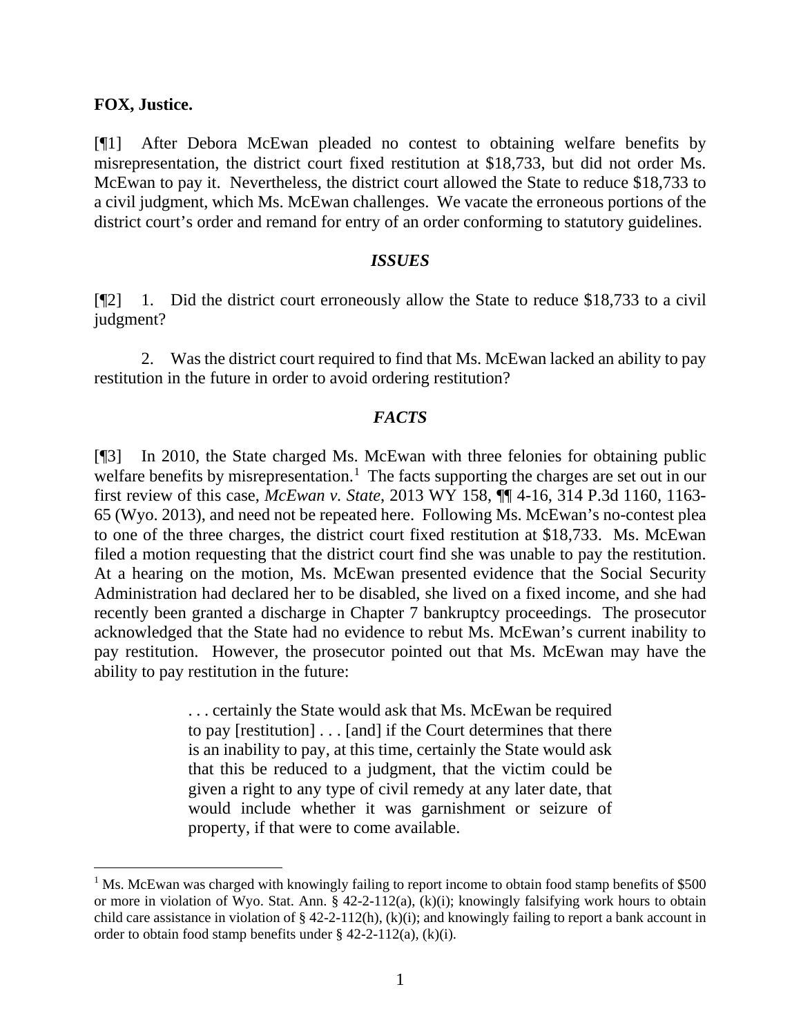**FOX, Justice.**

[¶1] After Debora McEwan pleaded no contest to obtaining welfare benefits by misrepresentation, the district court fixed restitution at $18,733, but did not order Ms. McEwan to pay it. Nevertheless, the district court allowed the State to reduce $18,733 to a civil judgment, which Ms. McEwan challenges. We vacate the erroneous portions of the district court's order and remand for entry of an order conforming to statutory guidelines.

### *ISSUES*

[¶2] 1. Did the district court erroneously allow the State to reduce $18,733 to a civil judgment?

2. Was the district court required to find that Ms. McEwan lacked an ability to pay restitution in the future in order to avoid ordering restitution?

### *FACTS*

[¶3] In 2010, the State charged Ms. McEwan with three felonies for obtaining public welfare benefits by misrepresentation.[1] The facts supporting the charges are set out in our first review of this case, *McEwan v. State*, 2013 WY 158, ¶¶ 4-16, 314 P.3d 1160, 1163-65 (Wyo. 2013), and need not be repeated here. Following Ms. McEwan's no-contest plea to one of the three charges, the district court fixed restitution at $18,733. Ms. McEwan filed a motion requesting that the district court find she was unable to pay the restitution. At a hearing on the motion, Ms. McEwan presented evidence that the Social Security Administration had declared her to be disabled, she lived on a fixed income, and she had recently been granted a discharge in Chapter 7 bankruptcy proceedings. The prosecutor acknowledged that the State had no evidence to rebut Ms. McEwan's current inability to pay restitution. However, the prosecutor pointed out that Ms. McEwan may have the ability to pay restitution in the future:

> . . . certainly the State would ask that Ms. McEwan be required to pay [restitution] . . . [and] if the Court determines that there is an inability to pay, at this time, certainly the State would ask that this be reduced to a judgment, that the victim could be given a right to any type of civil remedy at any later date, that would include whether it was garnishment or seizure of property, if that were to come available.

---

[1] Ms. McEwan was charged with knowingly failing to report income to obtain food stamp benefits of $500 or more in violation of Wyo. Stat. Ann. § 42-2-112(a), (k)(i); knowingly falsifying work hours to obtain child care assistance in violation of § 42-2-112(h), (k)(i); and knowingly failing to report a bank account in order to obtain food stamp benefits under § 42-2-112(a), (k)(i).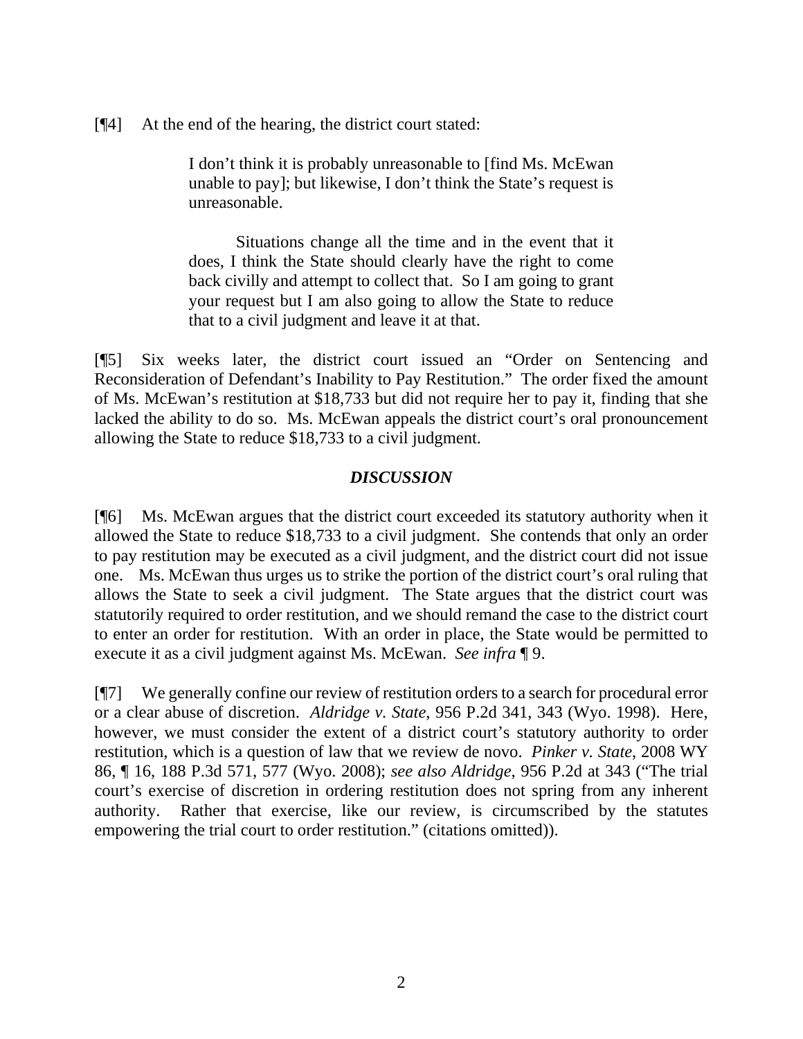[¶4] At the end of the hearing, the district court stated:

> I don't think it is probably unreasonable to [find Ms. McEwan unable to pay]; but likewise, I don't think the State's request is unreasonable.
>
> Situations change all the time and in the event that it does, I think the State should clearly have the right to come back civilly and attempt to collect that. So I am going to grant your request but I am also going to allow the State to reduce that to a civil judgment and leave it at that.

[¶5] Six weeks later, the district court issued an "Order on Sentencing and Reconsideration of Defendant's Inability to Pay Restitution." The order fixed the amount of Ms. McEwan's restitution at $18,733 but did not require her to pay it, finding that she lacked the ability to do so. Ms. McEwan appeals the district court's oral pronouncement allowing the State to reduce $18,733 to a civil judgment.

### *DISCUSSION*

[¶6] Ms. McEwan argues that the district court exceeded its statutory authority when it allowed the State to reduce $18,733 to a civil judgment. She contends that only an order to pay restitution may be executed as a civil judgment, and the district court did not issue one. Ms. McEwan thus urges us to strike the portion of the district court's oral ruling that allows the State to seek a civil judgment. The State argues that the district court was statutorily required to order restitution, and we should remand the case to the district court to enter an order for restitution. With an order in place, the State would be permitted to execute it as a civil judgment against Ms. McEwan. *See infra* ¶ 9.

[¶7] We generally confine our review of restitution orders to a search for procedural error or a clear abuse of discretion. *Aldridge v. State*, 956 P.2d 341, 343 (Wyo. 1998). Here, however, we must consider the extent of a district court's statutory authority to order restitution, which is a question of law that we review de novo. *Pinker v. State*, 2008 WY 86, ¶ 16, 188 P.3d 571, 577 (Wyo. 2008); *see also Aldridge*, 956 P.2d at 343 ("The trial court's exercise of discretion in ordering restitution does not spring from any inherent authority. Rather that exercise, like our review, is circumscribed by the statutes empowering the trial court to order restitution." (citations omitted)).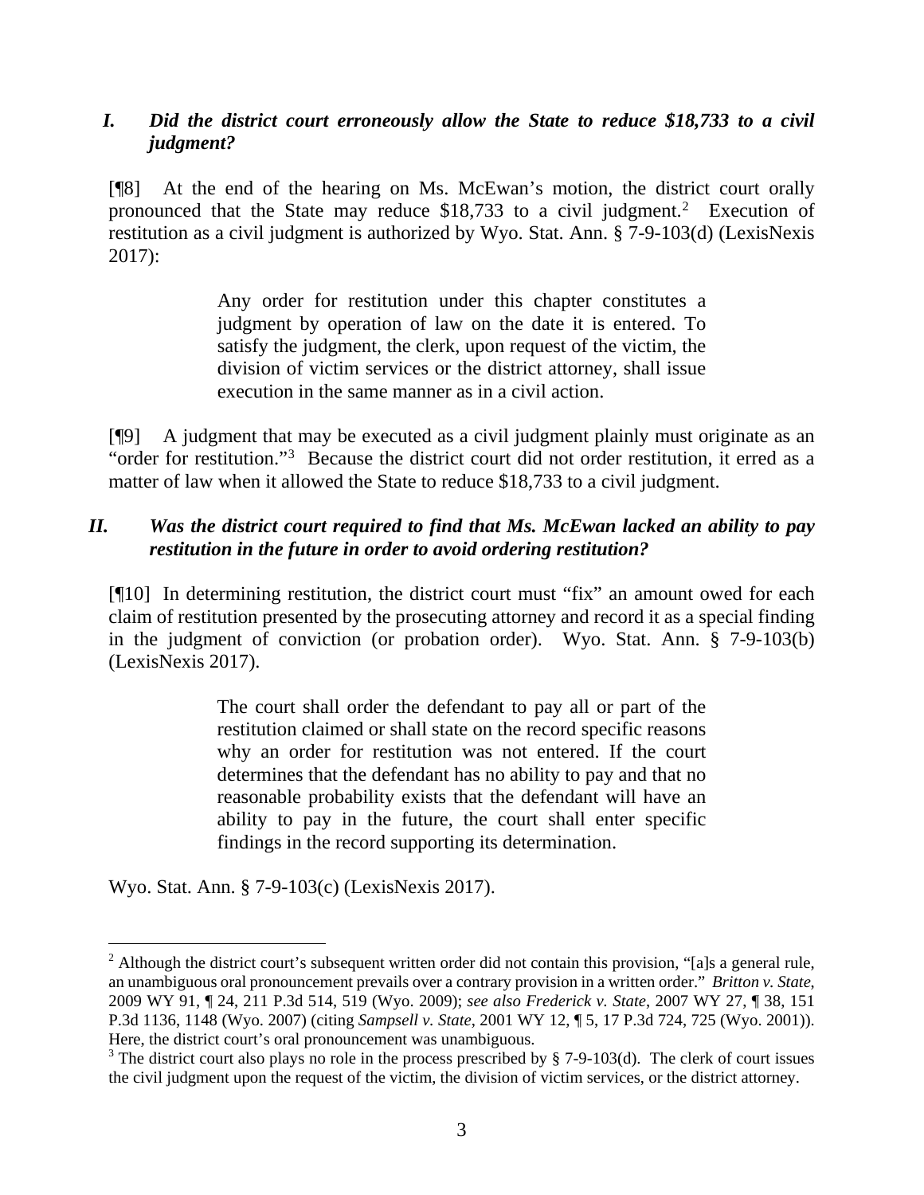### *I. Did the district court erroneously allow the State to reduce $18,733 to a civil judgment?*

[¶8] At the end of the hearing on Ms. McEwan's motion, the district court orally pronounced that the State may reduce $18,733 to a civil judgment.[2] Execution of restitution as a civil judgment is authorized by Wyo. Stat. Ann. § 7-9-103(d) (LexisNexis 2017):

> Any order for restitution under this chapter constitutes a judgment by operation of law on the date it is entered. To satisfy the judgment, the clerk, upon request of the victim, the division of victim services or the district attorney, shall issue execution in the same manner as in a civil action.

[¶9] A judgment that may be executed as a civil judgment plainly must originate as an "order for restitution."[3] Because the district court did not order restitution, it erred as a matter of law when it allowed the State to reduce $18,733 to a civil judgment.

### *II. Was the district court required to find that Ms. McEwan lacked an ability to pay restitution in the future in order to avoid ordering restitution?*

[¶10] In determining restitution, the district court must "fix" an amount owed for each claim of restitution presented by the prosecuting attorney and record it as a special finding in the judgment of conviction (or probation order). Wyo. Stat. Ann. § 7-9-103(b) (LexisNexis 2017).

> The court shall order the defendant to pay all or part of the restitution claimed or shall state on the record specific reasons why an order for restitution was not entered. If the court determines that the defendant has no ability to pay and that no reasonable probability exists that the defendant will have an ability to pay in the future, the court shall enter specific findings in the record supporting its determination.

Wyo. Stat. Ann. § 7-9-103(c) (LexisNexis 2017).

---

[2] Although the district court's subsequent written order did not contain this provision, "[a]s a general rule, an unambiguous oral pronouncement prevails over a contrary provision in a written order." *Britton v. State*, 2009 WY 91, ¶ 24, 211 P.3d 514, 519 (Wyo. 2009); *see also Frederick v. State*, 2007 WY 27, ¶ 38, 151 P.3d 1136, 1148 (Wyo. 2007) (citing *Sampsell v. State*, 2001 WY 12, ¶ 5, 17 P.3d 724, 725 (Wyo. 2001)). Here, the district court's oral pronouncement was unambiguous.

[3] The district court also plays no role in the process prescribed by § 7-9-103(d). The clerk of court issues the civil judgment upon the request of the victim, the division of victim services, or the district attorney.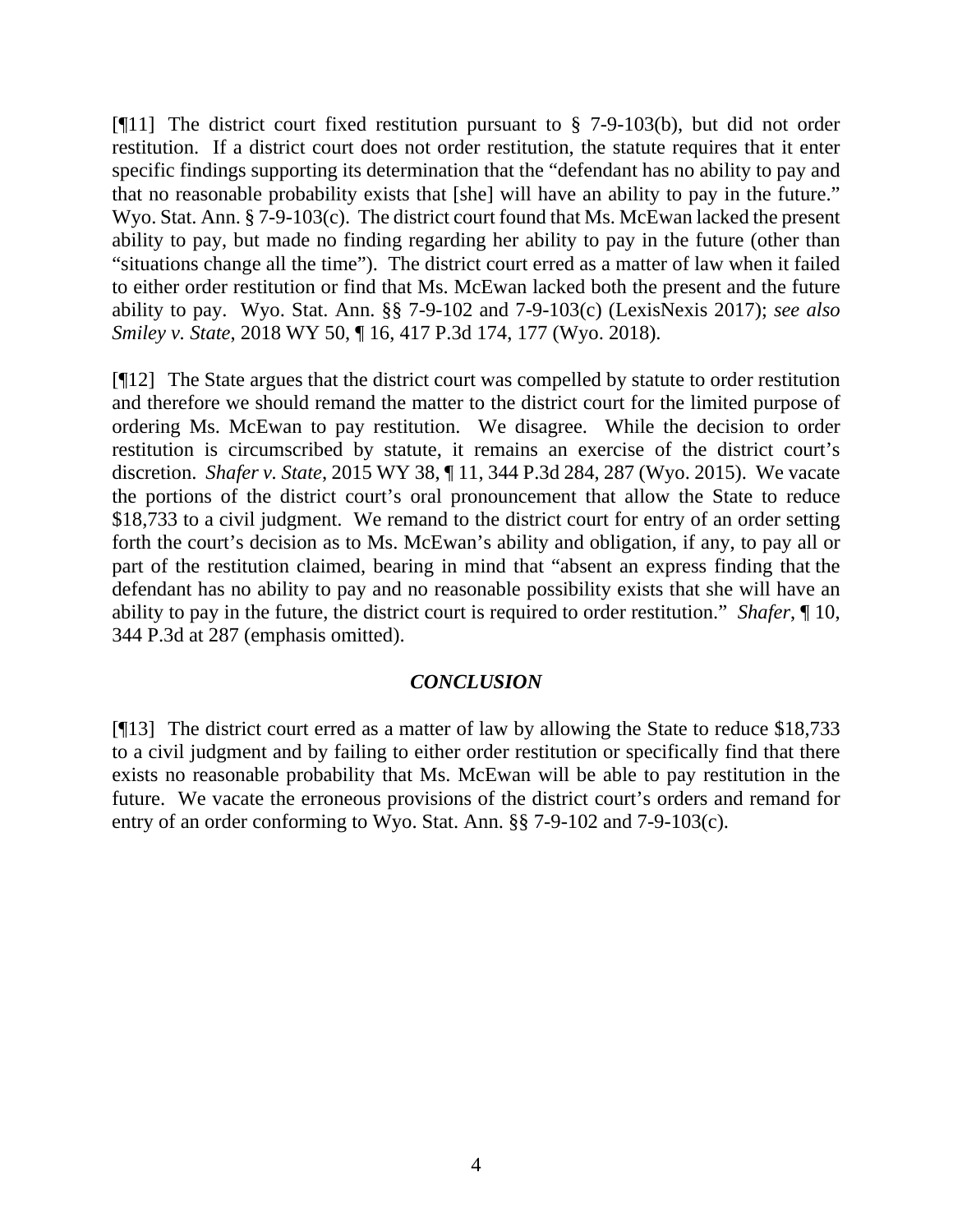[¶11] The district court fixed restitution pursuant to § 7-9-103(b), but did not order restitution. If a district court does not order restitution, the statute requires that it enter specific findings supporting its determination that the "defendant has no ability to pay and that no reasonable probability exists that [she] will have an ability to pay in the future." Wyo. Stat. Ann. § 7-9-103(c). The district court found that Ms. McEwan lacked the present ability to pay, but made no finding regarding her ability to pay in the future (other than "situations change all the time"). The district court erred as a matter of law when it failed to either order restitution or find that Ms. McEwan lacked both the present and the future ability to pay. Wyo. Stat. Ann. §§ 7-9-102 and 7-9-103(c) (LexisNexis 2017); *see also Smiley v. State*, 2018 WY 50, ¶ 16, 417 P.3d 174, 177 (Wyo. 2018).

[¶12] The State argues that the district court was compelled by statute to order restitution and therefore we should remand the matter to the district court for the limited purpose of ordering Ms. McEwan to pay restitution. We disagree. While the decision to order restitution is circumscribed by statute, it remains an exercise of the district court's discretion. *Shafer v. State*, 2015 WY 38, ¶ 11, 344 P.3d 284, 287 (Wyo. 2015). We vacate the portions of the district court's oral pronouncement that allow the State to reduce $18,733 to a civil judgment. We remand to the district court for entry of an order setting forth the court's decision as to Ms. McEwan's ability and obligation, if any, to pay all or part of the restitution claimed, bearing in mind that "absent an express finding that the defendant has no ability to pay and no reasonable possibility exists that she will have an ability to pay in the future, the district court is required to order restitution." *Shafer*, ¶ 10, 344 P.3d at 287 (emphasis omitted).

### *CONCLUSION*

[¶13] The district court erred as a matter of law by allowing the State to reduce $18,733 to a civil judgment and by failing to either order restitution or specifically find that there exists no reasonable probability that Ms. McEwan will be able to pay restitution in the future. We vacate the erroneous provisions of the district court's orders and remand for entry of an order conforming to Wyo. Stat. Ann. §§ 7-9-102 and 7-9-103(c).